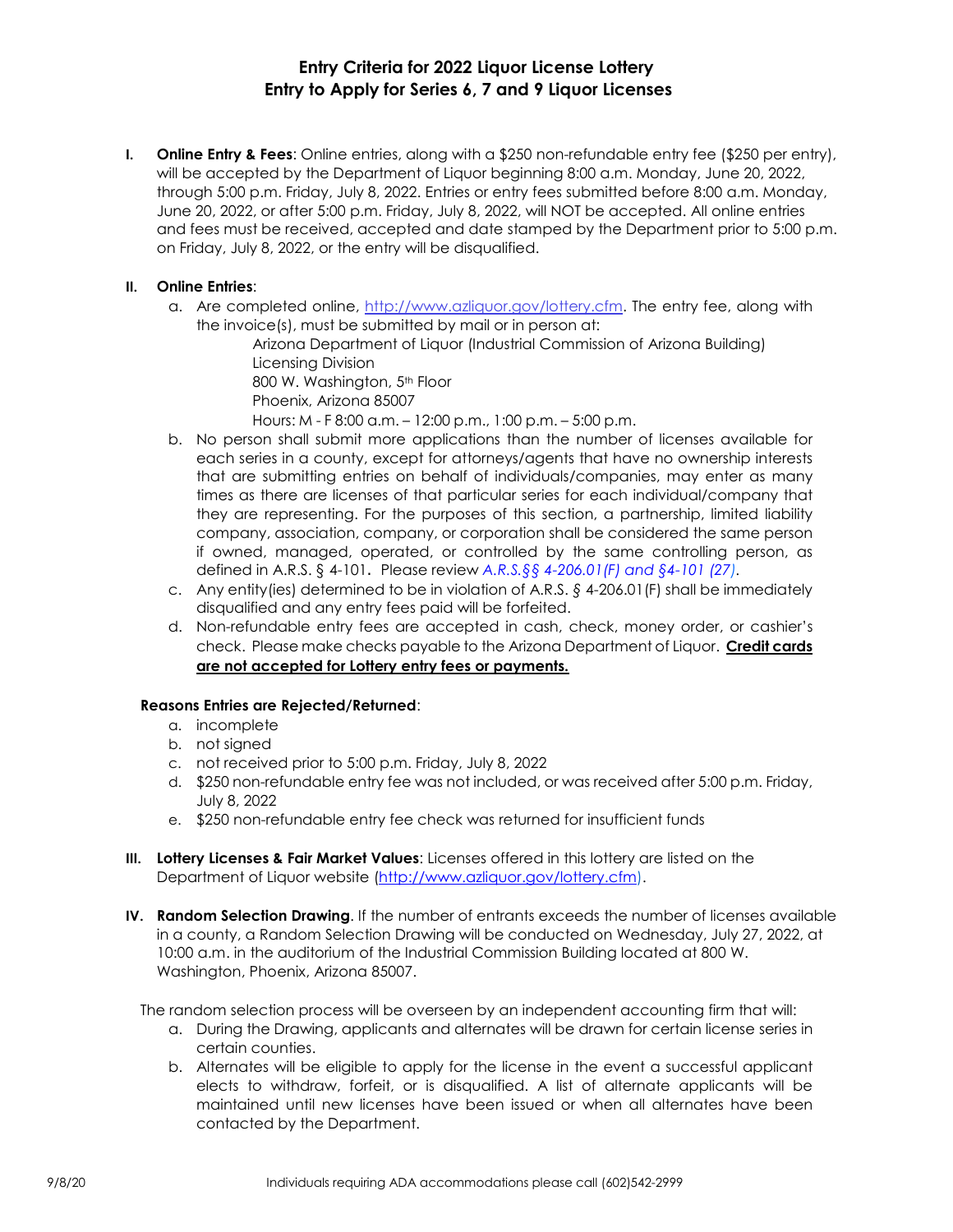# Entry Criteria for 2022 Liquor License Lottery
## Entry to Apply for Series 6, 7 and 9 Liquor Licenses

**I. Online Entry & Fees**: Online entries, along with a $250 non-refundable entry fee ($250 per entry), will be accepted by the Department of Liquor beginning 8:00 a.m. Monday, June 20, 2022, through 5:00 p.m. Friday, July 8, 2022. Entries or entry fees submitted before 8:00 a.m. Monday, June 20, 2022, or after 5:00 p.m. Friday, July 8, 2022, will NOT be accepted. All online entries and fees must be received, accepted and date stamped by the Department prior to 5:00 p.m. on Friday, July 8, 2022, or the entry will be disqualified.

**II. Online Entries**:

a. Are completed online, http://www.azliquor.gov/lottery.cfm. The entry fee, along with the invoice(s), must be submitted by mail or in person at:

Arizona Department of Liquor (Industrial Commission of Arizona Building)
Licensing Division
800 W. Washington, 5th Floor
Phoenix, Arizona 85007
Hours: M - F 8:00 a.m. – 12:00 p.m., 1:00 p.m. – 5:00 p.m.

b. No person shall submit more applications than the number of licenses available for each series in a county, except for attorneys/agents that have no ownership interests that are submitting entries on behalf of individuals/companies, may enter as many times as there are licenses of that particular series for each individual/company that they are representing. For the purposes of this section, a partnership, limited liability company, association, company, or corporation shall be considered the same person if owned, managed, operated, or controlled by the same controlling person, as defined in A.R.S. § 4-101**.** Please review *A.R.S.§§ 4-206.01(F) and §4-101 (27)*.

c. Any entity(ies) determined to be in violation of A.R.S. *§* 4-206.01(F) shall be immediately disqualified and any entry fees paid will be forfeited.

d. Non-refundable entry fees are accepted in cash, check, money order, or cashier's check. Please make checks payable to the Arizona Department of Liquor. **Credit cards are not accepted for Lottery entry fees or payments.**

**Reasons Entries are Rejected/Returned**:

a. incomplete
b. not signed
c. not received prior to 5:00 p.m. Friday, July 8, 2022
d. $250 non-refundable entry fee was not included, or was received after 5:00 p.m. Friday, July 8, 2022
e. $250 non-refundable entry fee check was returned for insufficient funds

**III. Lottery Licenses & Fair Market Values**: Licenses offered in this lottery are listed on the Department of Liquor website (http://www.azliquor.gov/lottery.cfm).

**IV. Random Selection Drawing**. If the number of entrants exceeds the number of licenses available in a county, a Random Selection Drawing will be conducted on Wednesday, July 27, 2022, at 10:00 a.m. in the auditorium of the Industrial Commission Building located at 800 W. Washington, Phoenix, Arizona 85007.

The random selection process will be overseen by an independent accounting firm that will:

a. During the Drawing, applicants and alternates will be drawn for certain license series in certain counties.

b. Alternates will be eligible to apply for the license in the event a successful applicant elects to withdraw, forfeit, or is disqualified. A list of alternate applicants will be maintained until new licenses have been issued or when all alternates have been contacted by the Department.

9/8/20 Individuals requiring ADA accommodations please call (602)542-2999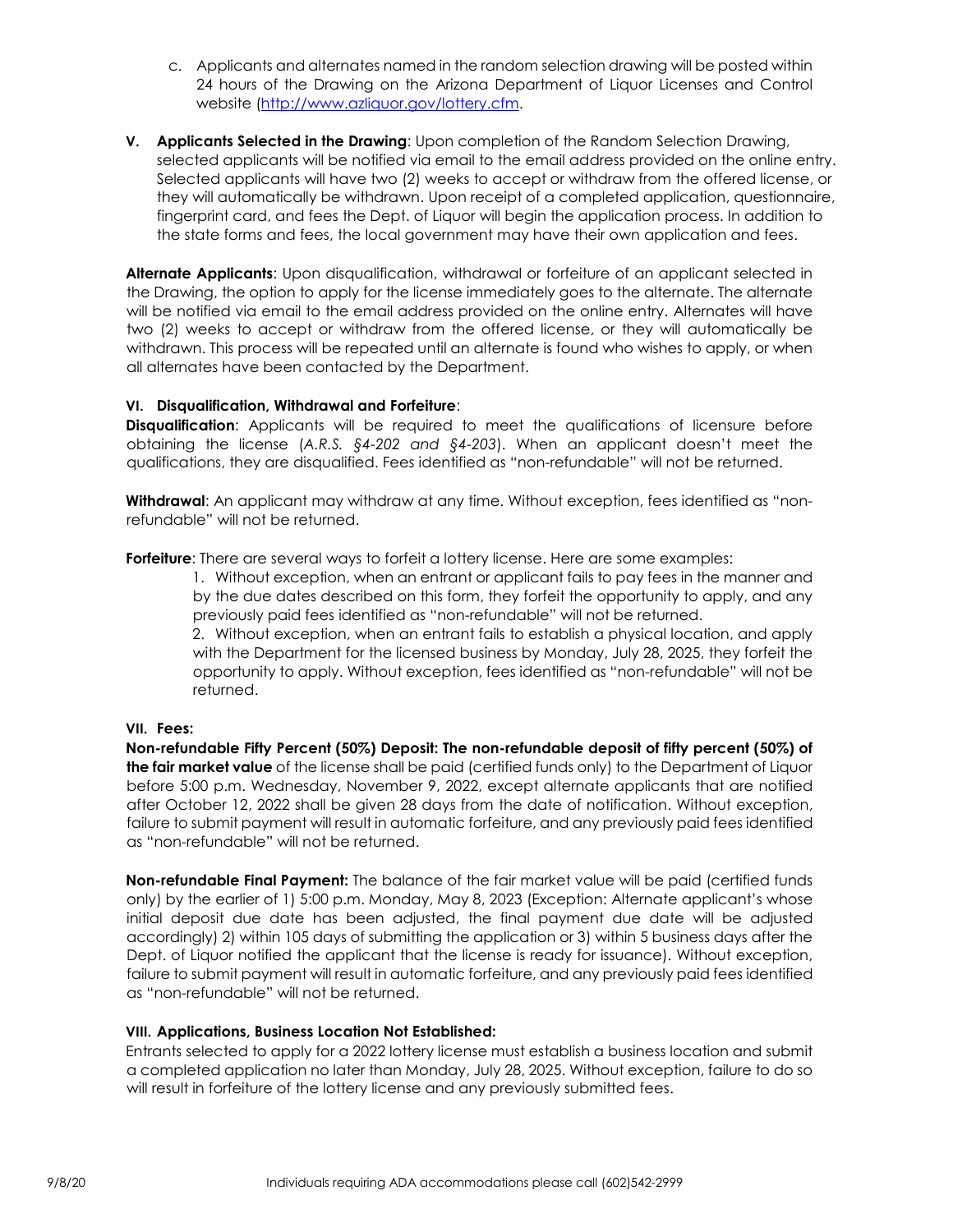c. Applicants and alternates named in the random selection drawing will be posted within 24 hours of the Drawing on the Arizona Department of Liquor Licenses and Control website (http://www.azliquor.gov/lottery.cfm.

**V. Applicants Selected in the Drawing**: Upon completion of the Random Selection Drawing, selected applicants will be notified via email to the email address provided on the online entry. Selected applicants will have two (2) weeks to accept or withdraw from the offered license, or they will automatically be withdrawn. Upon receipt of a completed application, questionnaire, fingerprint card, and fees the Dept. of Liquor will begin the application process. In addition to the state forms and fees, the local government may have their own application and fees.

**Alternate Applicants**: Upon disqualification, withdrawal or forfeiture of an applicant selected in the Drawing, the option to apply for the license immediately goes to the alternate. The alternate will be notified via email to the email address provided on the online entry. Alternates will have two (2) weeks to accept or withdraw from the offered license, or they will automatically be withdrawn. This process will be repeated until an alternate is found who wishes to apply, or when all alternates have been contacted by the Department.

**VI. Disqualification, Withdrawal and Forfeiture**:

**Disqualification**: Applicants will be required to meet the qualifications of licensure before obtaining the license (*A.R.S. §4-202 and §4-203*). When an applicant doesn't meet the qualifications, they are disqualified. Fees identified as "non-refundable" will not be returned.

**Withdrawal**: An applicant may withdraw at any time. Without exception, fees identified as "non-refundable" will not be returned.

**Forfeiture**: There are several ways to forfeit a lottery license. Here are some examples:

1. Without exception, when an entrant or applicant fails to pay fees in the manner and by the due dates described on this form, they forfeit the opportunity to apply, and any previously paid fees identified as "non-refundable" will not be returned.
2. Without exception, when an entrant fails to establish a physical location, and apply with the Department for the licensed business by Monday, July 28, 2025, they forfeit the opportunity to apply. Without exception, fees identified as "non-refundable" will not be returned.

**VII. Fees:**

**Non-refundable Fifty Percent (50%) Deposit: The non-refundable deposit of fifty percent (50%) of the fair market value** of the license shall be paid (certified funds only) to the Department of Liquor before 5:00 p.m. Wednesday, November 9, 2022, except alternate applicants that are notified after October 12, 2022 shall be given 28 days from the date of notification. Without exception, failure to submit payment will result in automatic forfeiture, and any previously paid fees identified as "non-refundable" will not be returned.

**Non-refundable Final Payment:** The balance of the fair market value will be paid (certified funds only) by the earlier of 1) 5:00 p.m. Monday, May 8, 2023 (Exception: Alternate applicant's whose initial deposit due date has been adjusted, the final payment due date will be adjusted accordingly) 2) within 105 days of submitting the application or 3) within 5 business days after the Dept. of Liquor notified the applicant that the license is ready for issuance). Without exception, failure to submit payment will result in automatic forfeiture, and any previously paid fees identified as "non-refundable" will not be returned.

**VIII. Applications, Business Location Not Established:**

Entrants selected to apply for a 2022 lottery license must establish a business location and submit a completed application no later than Monday, July 28, 2025. Without exception, failure to do so will result in forfeiture of the lottery license and any previously submitted fees.

Individuals requiring ADA accommodations please call (602)542-2999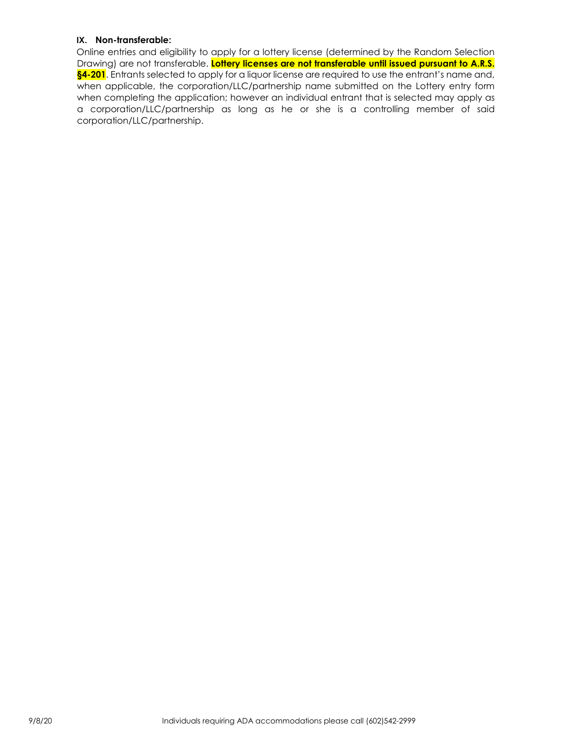### IX. Non-transferable:

Online entries and eligibility to apply for a lottery license (determined by the Random Selection Drawing) are not transferable. **Lottery licenses are not transferable until issued pursuant to A.R.S. §4-201**. Entrants selected to apply for a liquor license are required to use the entrant's name and, when applicable, the corporation/LLC/partnership name submitted on the Lottery entry form when completing the application; however an individual entrant that is selected may apply as a corporation/LLC/partnership as long as he or she is a controlling member of said corporation/LLC/partnership.